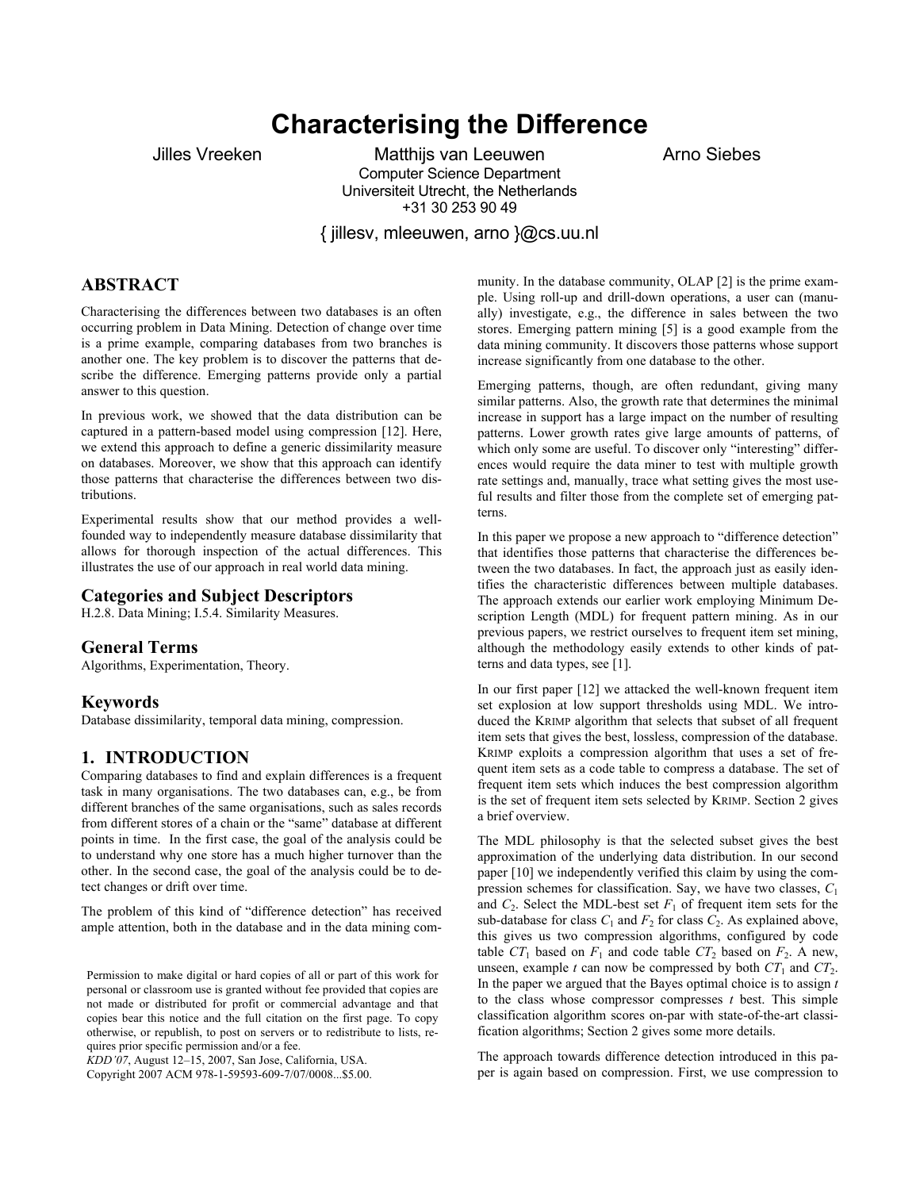# Characterising the Difference

Jilles Vreeken, Matthijs van Leeuwen, Arno Siebes

Computer Science Department
Universiteit Utrecht, the Netherlands
+31 30 253 90 49

{ jillesv, mleeuwen, arno }@cs.uu.nl

## ABSTRACT

Characterising the differences between two databases is an often occurring problem in Data Mining. Detection of change over time is a prime example, comparing databases from two branches is another one. The key problem is to discover the patterns that describe the difference. Emerging patterns provide only a partial answer to this question.

In previous work, we showed that the data distribution can be captured in a pattern-based model using compression [12]. Here, we extend this approach to define a generic dissimilarity measure on databases. Moreover, we show that this approach can identify those patterns that characterise the differences between two distributions.

Experimental results show that our method provides a well-founded way to independently measure database dissimilarity that allows for thorough inspection of the actual differences. This illustrates the use of our approach in real world data mining.

### Categories and Subject Descriptors

H.2.8. Data Mining; I.5.4. Similarity Measures.

### General Terms

Algorithms, Experimentation, Theory.

### Keywords

Database dissimilarity, temporal data mining, compression.

## 1. INTRODUCTION

Comparing databases to find and explain differences is a frequent task in many organisations. The two databases can, e.g., be from different branches of the same organisations, such as sales records from different stores of a chain or the "same" database at different points in time. In the first case, the goal of the analysis could be to understand why one store has a much higher turnover than the other. In the second case, the goal of the analysis could be to detect changes or drift over time.

The problem of this kind of "difference detection" has received ample attention, both in the database and in the data mining community. In the database community, OLAP [2] is the prime example. Using roll-up and drill-down operations, a user can (manually) investigate, e.g., the difference in sales between the two stores. Emerging pattern mining [5] is a good example from the data mining community. It discovers those patterns whose support increase significantly from one database to the other.

Emerging patterns, though, are often redundant, giving many similar patterns. Also, the growth rate that determines the minimal increase in support has a large impact on the number of resulting patterns. Lower growth rates give large amounts of patterns, of which only some are useful. To discover only "interesting" differences would require the data miner to test with multiple growth rate settings and, manually, trace what setting gives the most useful results and filter those from the complete set of emerging patterns.

In this paper we propose a new approach to "difference detection" that identifies those patterns that characterise the differences between the two databases. In fact, the approach just as easily identifies the characteristic differences between multiple databases. The approach extends our earlier work employing Minimum Description Length (MDL) for frequent pattern mining. As in our previous papers, we restrict ourselves to frequent item set mining, although the methodology easily extends to other kinds of patterns and data types, see [1].

In our first paper [12] we attacked the well-known frequent item set explosion at low support thresholds using MDL. We introduced the KRIMP algorithm that selects that subset of all frequent item sets that gives the best, lossless, compression of the database. KRIMP exploits a compression algorithm that uses a set of frequent item sets as a code table to compress a database. The set of frequent item sets which induces the best compression algorithm is the set of frequent item sets selected by KRIMP. Section 2 gives a brief overview.

The MDL philosophy is that the selected subset gives the best approximation of the underlying data distribution. In our second paper [10] we independently verified this claim by using the compression schemes for classification. Say, we have two classes, $C_1$ and $C_2$. Select the MDL-best set $F_1$ of frequent item sets for the sub-database for class $C_1$ and $F_2$ for class $C_2$. As explained above, this gives us two compression algorithms, configured by code table $CT_1$ based on $F_1$ and code table $CT_2$ based on $F_2$. A new, unseen, example $t$ can now be compressed by both $CT_1$ and $CT_2$. In the paper we argued that the Bayes optimal choice is to assign $t$ to the class whose compressor compresses $t$ best. This simple classification algorithm scores on-par with state-of-the-art classification algorithms; Section 2 gives some more details.

The approach towards difference detection introduced in this paper is again based on compression. First, we use compression to

Permission to make digital or hard copies of all or part of this work for personal or classroom use is granted without fee provided that copies are not made or distributed for profit or commercial advantage and that copies bear this notice and the full citation on the first page. To copy otherwise, or republish, to post on servers or to redistribute to lists, requires prior specific permission and/or a fee.
*KDD'07*, August 12–15, 2007, San Jose, California, USA.
Copyright 2007 ACM 978-1-59593-609-7/07/0008...$5.00.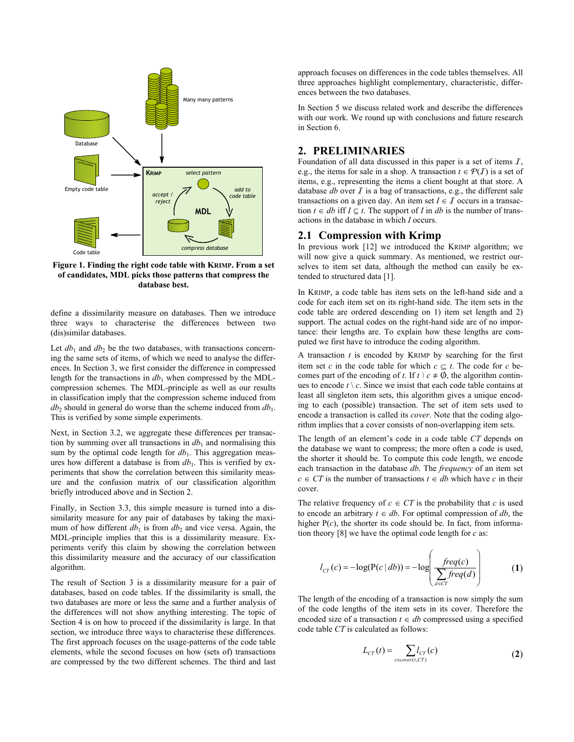**Figure 1. Finding the right code table with KRIMP. From a set of candidates, MDL picks those patterns that compress the database best.**

define a dissimilarity measure on databases. Then we introduce three ways to characterise the differences between two (dis)similar databases.

Let $db_1$ and $db_2$ be the two databases, with transactions concerning the same sets of items, of which we need to analyse the differences. In Section 3, we first consider the difference in compressed length for the transactions in $db_1$ when compressed by the MDL-compression schemes. The MDL-principle as well as our results in classification imply that the compression scheme induced from $db_2$ should in general do worse than the scheme induced from $db_1$. This is verified by some simple experiments.

Next, in Section 3.2, we aggregate these differences per transaction by summing over all transactions in $db_1$ and normalising this sum by the optimal code length for $db_1$. This aggregation measures how different a database is from $db_1$. This is verified by experiments that show the correlation between this similarity measure and the confusion matrix of our classification algorithm briefly introduced above and in Section 2.

Finally, in Section 3.3, this simple measure is turned into a dissimilarity measure for any pair of databases by taking the maximum of how different $db_1$ is from $db_2$ and vice versa. Again, the MDL-principle implies that this is a dissimilarity measure. Experiments verify this claim by showing the correlation between this dissimilarity measure and the accuracy of our classification algorithm.

The result of Section 3 is a dissimilarity measure for a pair of databases, based on code tables. If the dissimilarity is small, the two databases are more or less the same and a further analysis of the differences will not show anything interesting. The topic of Section 4 is on how to proceed if the dissimilarity is large. In that section, we introduce three ways to characterise these differences. The first approach focuses on the usage-patterns of the code table elements, while the second focuses on how (sets of) transactions are compressed by the two different schemes. The third and last approach focuses on differences in the code tables themselves. All three approaches highlight complementary, characteristic, differences between the two databases.

In Section 5 we discuss related work and describe the differences with our work. We round up with conclusions and future research in Section 6.

## 2. PRELIMINARIES

Foundation of all data discussed in this paper is a set of items $\mathcal{I}$, e.g., the items for sale in a shop. A transaction $t \in \mathcal{P}(\mathcal{I})$ is a set of items, e.g., representing the items a client bought at that store. A database $db$ over $\mathcal{I}$ is a bag of transactions, e.g., the different sale transactions on a given day. An item set $I \in \mathcal{I}$ occurs in a transaction $t \in db$ iff $I \subseteq t$. The support of $I$ in $db$ is the number of transactions in the database in which $I$ occurs.

### 2.1 Compression with Krimp

In previous work [12] we introduced the KRIMP algorithm; we will now give a quick summary. As mentioned, we restrict ourselves to item set data, although the method can easily be extended to structured data [1].

In KRIMP, a code table has item sets on the left-hand side and a code for each item set on its right-hand side. The item sets in the code table are ordered descending on 1) item set length and 2) support. The actual codes on the right-hand side are of no importance: their lengths are. To explain how these lengths are computed we first have to introduce the coding algorithm.

A transaction $t$ is encoded by KRIMP by searching for the first item set $c$ in the code table for which $c \subseteq t$. The code for $c$ becomes part of the encoding of $t$. If $t \setminus c \neq \emptyset$, the algorithm continues to encode $t \setminus c$. Since we insist that each code table contains at least all singleton item sets, this algorithm gives a unique encoding to each (possible) transaction. The set of item sets used to encode a transaction is called its *cover*. Note that the coding algorithm implies that a cover consists of non-overlapping item sets.

The length of an element's code in a code table $CT$ depends on the database we want to compress; the more often a code is used, the shorter it should be. To compute this code length, we encode each transaction in the database $db$. The *frequency* of an item set $c \in CT$ is the number of transactions $t \in db$ which have $c$ in their cover.

The relative frequency of $c \in CT$ is the probability that $c$ is used to encode an arbitrary $t \in db$. For optimal compression of $db$, the higher $P(c)$, the shorter its code should be. In fact, from information theory [8] we have the optimal code length for $c$ as:

$$l_{CT}(c) = -\log(P(c \mid db)) = -\log\left(\frac{freq(c)}{\sum_{d \in CT} freq(d)}\right) \qquad \textbf{(1)}$$

The length of the encoding of a transaction is now simply the sum of the code lengths of the item sets in its cover. Therefore the encoded size of a transaction $t \in db$ compressed using a specified code table $CT$ is calculated as follows:

$$L_{CT}(t) = \sum_{c \in cover(t,CT)} l_{CT}(c) \qquad \textbf{(2)}$$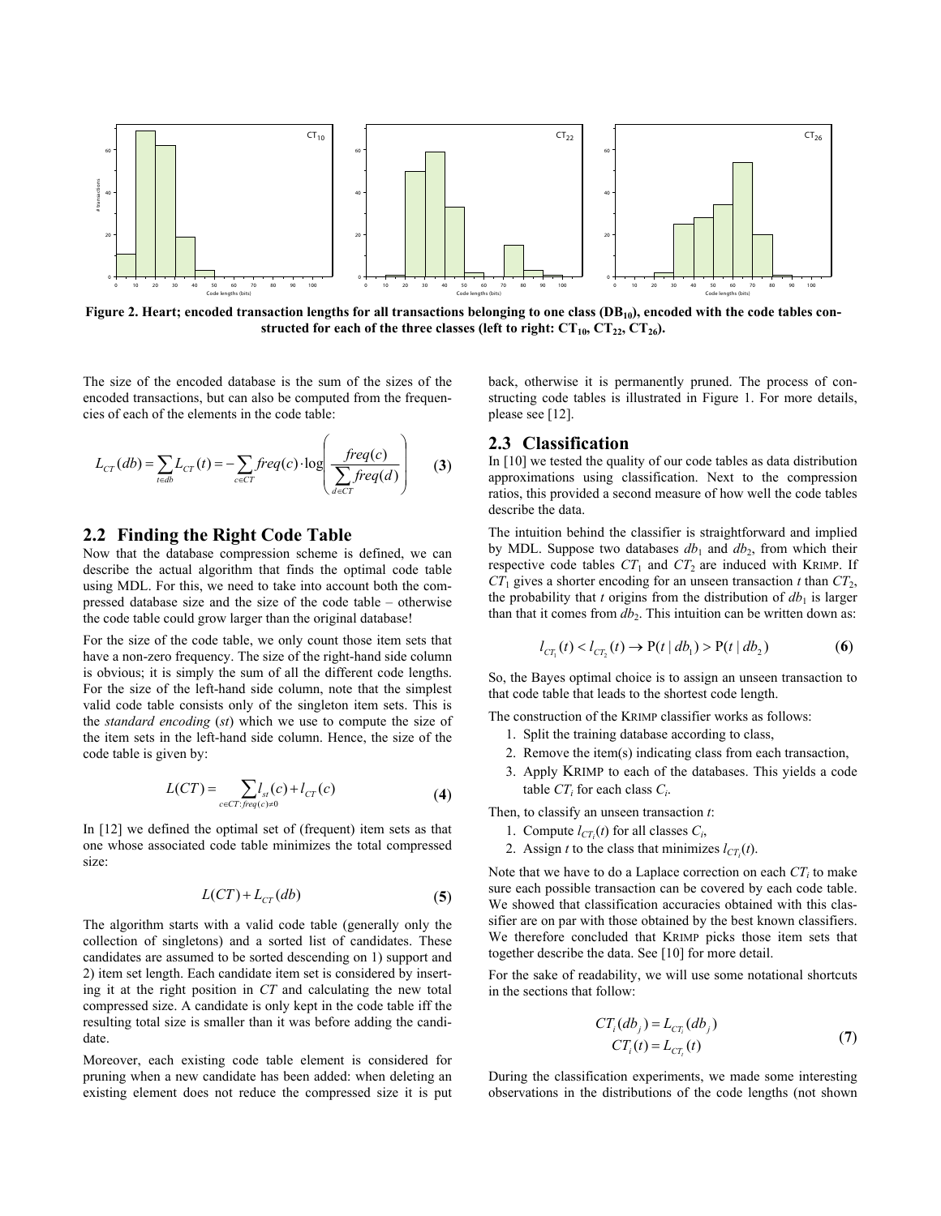**Figure 2. Heart; encoded transaction lengths for all transactions belonging to one class ($DB_{10}$), encoded with the code tables constructed for each of the three classes (left to right: $CT_{10}$, $CT_{22}$, $CT_{26}$).**

The size of the encoded database is the sum of the sizes of the encoded transactions, but can also be computed from the frequencies of each of the elements in the code table:

$$L_{CT}(db) = \sum_{t \in db} L_{CT}(t) = -\sum_{c \in CT} freq(c) \cdot \log\left(\frac{freq(c)}{\sum_{d \in CT} freq(d)}\right) \qquad (3)$$

## 2.2 Finding the Right Code Table

Now that the database compression scheme is defined, we can describe the actual algorithm that finds the optimal code table using MDL. For this, we need to take into account both the compressed database size and the size of the code table – otherwise the code table could grow larger than the original database!

For the size of the code table, we only count those item sets that have a non-zero frequency. The size of the right-hand side column is obvious; it is simply the sum of all the different code lengths. For the size of the left-hand side column, note that the simplest valid code table consists only of the singleton item sets. This is the *standard encoding* (*st*) which we use to compute the size of the item sets in the left-hand side column. Hence, the size of the code table is given by:

$$L(CT) = \sum_{c \in CT : freq(c) \neq 0} l_{st}(c) + l_{CT}(c) \qquad (4)$$

In [12] we defined the optimal set of (frequent) item sets as that one whose associated code table minimizes the total compressed size:

$$L(CT) + L_{CT}(db) \qquad (5)$$

The algorithm starts with a valid code table (generally only the collection of singletons) and a sorted list of candidates. These candidates are assumed to be sorted descending on 1) support and 2) item set length. Each candidate item set is considered by inserting it at the right position in *CT* and calculating the new total compressed size. A candidate is only kept in the code table iff the resulting total size is smaller than it was before adding the candidate.

Moreover, each existing code table element is considered for pruning when a new candidate has been added: when deleting an existing element does not reduce the compressed size it is put back, otherwise it is permanently pruned. The process of constructing code tables is illustrated in Figure 1. For more details, please see [12].

## 2.3 Classification

In [10] we tested the quality of our code tables as data distribution approximations using classification. Next to the compression ratios, this provided a second measure of how well the code tables describe the data.

The intuition behind the classifier is straightforward and implied by MDL. Suppose two databases $db_1$ and $db_2$, from which their respective code tables $CT_1$ and $CT_2$ are induced with KRIMP. If $CT_1$ gives a shorter encoding for an unseen transaction *t* than $CT_2$, the probability that *t* origins from the distribution of $db_1$ is larger than that it comes from $db_2$. This intuition can be written down as:

$$l_{CT_1}(t) < l_{CT_2}(t) \rightarrow \mathrm{P}(t \mid db_1) > \mathrm{P}(t \mid db_2) \qquad (6)$$

So, the Bayes optimal choice is to assign an unseen transaction to that code table that leads to the shortest code length.

The construction of the KRIMP classifier works as follows:

1. Split the training database according to class,
2. Remove the item(s) indicating class from each transaction,
3. Apply KRIMP to each of the databases. This yields a code table $CT_i$ for each class $C_i$.

Then, to classify an unseen transaction *t*:

1. Compute $l_{CT_i}(t)$ for all classes $C_i$,
2. Assign *t* to the class that minimizes $l_{CT_i}(t)$.

Note that we have to do a Laplace correction on each $CT_i$ to make sure each possible transaction can be covered by each code table. We showed that classification accuracies obtained with this classifier are on par with those obtained by the best known classifiers. We therefore concluded that KRIMP picks those item sets that together describe the data. See [10] for more detail.

For the sake of readability, we will use some notational shortcuts in the sections that follow:

$$\begin{aligned} CT_i(db_j) &= L_{CT_i}(db_j) \\ CT_i(t) &= L_{CT_i}(t) \end{aligned} \qquad (7)$$

During the classification experiments, we made some interesting observations in the distributions of the code lengths (not shown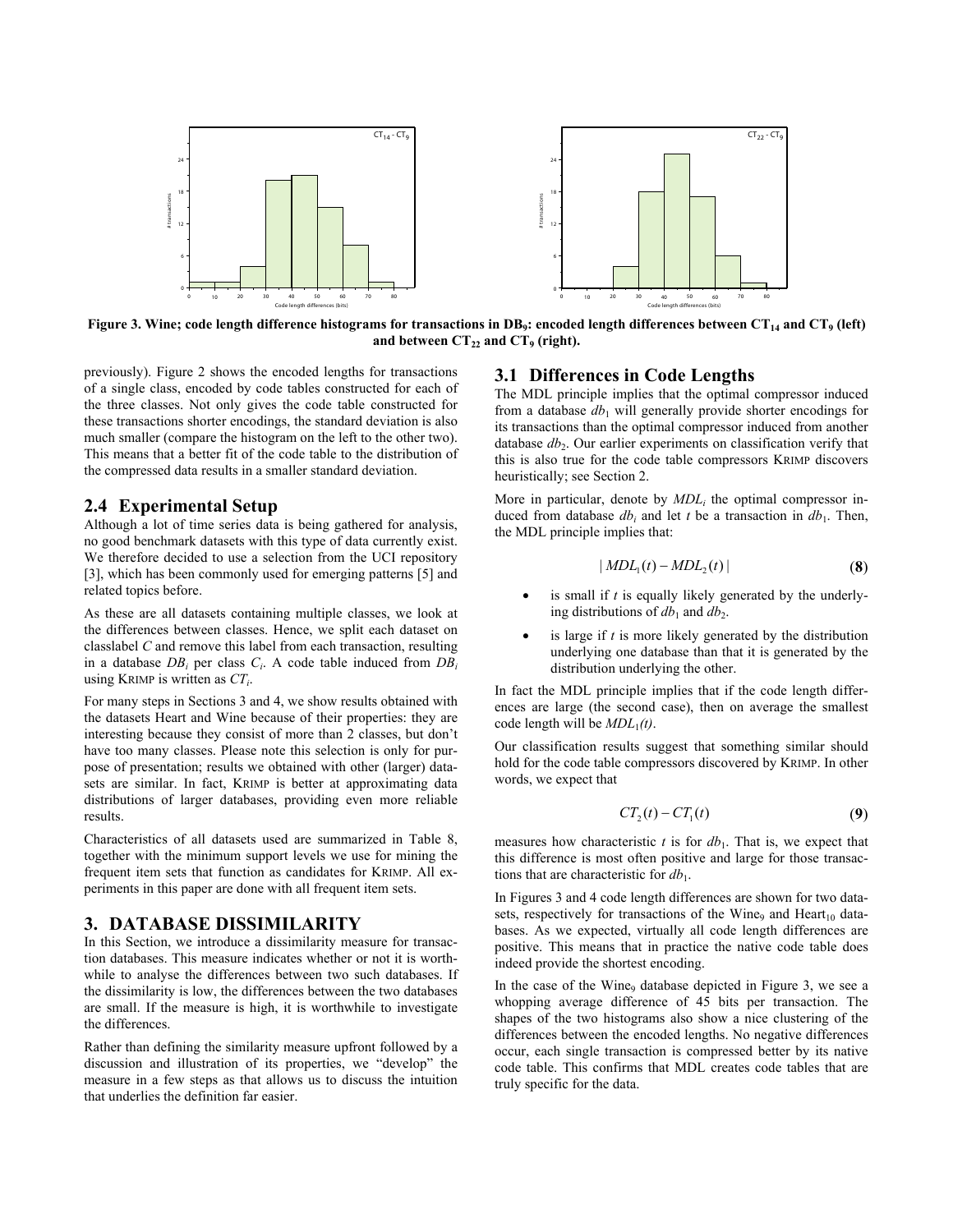Figure 3. Wine; code length difference histograms for transactions in $DB_9$: encoded length differences between $CT_{14}$ and $CT_9$ (left) and between $CT_{22}$ and $CT_9$ (right).

previously). Figure 2 shows the encoded lengths for transactions of a single class, encoded by code tables constructed for each of the three classes. Not only gives the code table constructed for these transactions shorter encodings, the standard deviation is also much smaller (compare the histogram on the left to the other two). This means that a better fit of the code table to the distribution of the compressed data results in a smaller standard deviation.

## 2.4 Experimental Setup

Although a lot of time series data is being gathered for analysis, no good benchmark datasets with this type of data currently exist. We therefore decided to use a selection from the UCI repository [3], which has been commonly used for emerging patterns [5] and related topics before.

As these are all datasets containing multiple classes, we look at the differences between classes. Hence, we split each dataset on classlabel $C$ and remove this label from each transaction, resulting in a database $DB_i$ per class $C_i$. A code table induced from $DB_i$ using KRIMP is written as $CT_i$.

For many steps in Sections 3 and 4, we show results obtained with the datasets Heart and Wine because of their properties: they are interesting because they consist of more than 2 classes, but don't have too many classes. Please note this selection is only for purpose of presentation; results we obtained with other (larger) datasets are similar. In fact, KRIMP is better at approximating data distributions of larger databases, providing even more reliable results.

Characteristics of all datasets used are summarized in Table 8, together with the minimum support levels we use for mining the frequent item sets that function as candidates for KRIMP. All experiments in this paper are done with all frequent item sets.

# 3. DATABASE DISSIMILARITY

In this Section, we introduce a dissimilarity measure for transaction databases. This measure indicates whether or not it is worthwhile to analyse the differences between two such databases. If the dissimilarity is low, the differences between the two databases are small. If the measure is high, it is worthwhile to investigate the differences.

Rather than defining the similarity measure upfront followed by a discussion and illustration of its properties, we "develop" the measure in a few steps as that allows us to discuss the intuition that underlies the definition far easier.

## 3.1 Differences in Code Lengths

The MDL principle implies that the optimal compressor induced from a database $db_1$ will generally provide shorter encodings for its transactions than the optimal compressor induced from another database $db_2$. Our earlier experiments on classification verify that this is also true for the code table compressors KRIMP discovers heuristically; see Section 2.

More in particular, denote by $MDL_i$ the optimal compressor induced from database $db_i$ and let $t$ be a transaction in $db_1$. Then, the MDL principle implies that:

$$| MDL_1(t) - MDL_2(t) | \qquad \textbf{(8)}$$

- is small if $t$ is equally likely generated by the underlying distributions of $db_1$ and $db_2$.
- is large if $t$ is more likely generated by the distribution underlying one database than that it is generated by the distribution underlying the other.

In fact the MDL principle implies that if the code length differences are large (the second case), then on average the smallest code length will be $MDL_1(t)$.

Our classification results suggest that something similar should hold for the code table compressors discovered by KRIMP. In other words, we expect that

$$CT_2(t) - CT_1(t) \qquad \textbf{(9)}$$

measures how characteristic $t$ is for $db_1$. That is, we expect that this difference is most often positive and large for those transactions that are characteristic for $db_1$.

In Figures 3 and 4 code length differences are shown for two datasets, respectively for transactions of the $\text{Wine}_9$ and $\text{Heart}_{10}$ databases. As we expected, virtually all code length differences are positive. This means that in practice the native code table does indeed provide the shortest encoding.

In the case of the $\text{Wine}_9$ database depicted in Figure 3, we see a whopping average difference of 45 bits per transaction. The shapes of the two histograms also show a nice clustering of the differences between the encoded lengths. No negative differences occur, each single transaction is compressed better by its native code table. This confirms that MDL creates code tables that are truly specific for the data.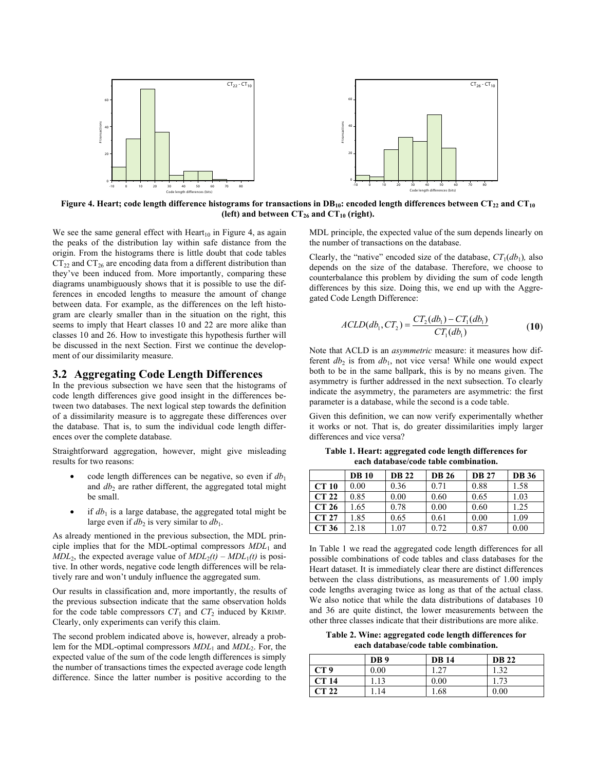**Figure 4. Heart; code length difference histograms for transactions in $DB_{10}$: encoded length differences between $CT_{22}$ and $CT_{10}$ (left) and between $CT_{26}$ and $CT_{10}$ (right).**

We see the same general effect with $Heart_{10}$ in Figure 4, as again the peaks of the distribution lay within safe distance from the origin. From the histograms there is little doubt that code tables $CT_{22}$ and $CT_{26}$ are encoding data from a different distribution than they've been induced from. More importantly, comparing these diagrams unambiguously shows that it is possible to use the differences in encoded lengths to measure the amount of change between data. For example, as the differences on the left histogram are clearly smaller than in the situation on the right, this seems to imply that Heart classes 10 and 22 are more alike than classes 10 and 26. How to investigate this hypothesis further will be discussed in the next Section. First we continue the development of our dissimilarity measure.

## 3.2 Aggregating Code Length Differences

In the previous subsection we have seen that the histograms of code length differences give good insight in the differences between two databases. The next logical step towards the definition of a dissimilarity measure is to aggregate these differences over the database. That is, to sum the individual code length differences over the complete database.

Straightforward aggregation, however, might give misleading results for two reasons:

- code length differences can be negative, so even if $db_1$ and $db_2$ are rather different, the aggregated total might be small.
- if $db_1$ is a large database, the aggregated total might be large even if $db_2$ is very similar to $db_1$.

As already mentioned in the previous subsection, the MDL principle implies that for the MDL-optimal compressors $MDL_1$ and $MDL_2$, the expected average value of $MDL_2(t) - MDL_1(t)$ is positive. In other words, negative code length differences will be relatively rare and won't unduly influence the aggregated sum.

Our results in classification and, more importantly, the results of the previous subsection indicate that the same observation holds for the code table compressors $CT_1$ and $CT_2$ induced by KRIMP. Clearly, only experiments can verify this claim.

The second problem indicated above is, however, already a problem for the MDL-optimal compressors $MDL_1$ and $MDL_2$. For, the expected value of the sum of the code length differences is simply the number of transactions times the expected average code length difference. Since the latter number is positive according to the MDL principle, the expected value of the sum depends linearly on the number of transactions on the database.

Clearly, the "native" encoded size of the database, $CT_1(db_1)$, also depends on the size of the database. Therefore, we choose to counterbalance this problem by dividing the sum of code length differences by this size. Doing this, we end up with the Aggregated Code Length Difference:

$$ACLD(db_1, CT_2) = \frac{CT_2(db_1) - CT_1(db_1)}{CT_1(db_1)} \qquad \textbf{(10)}$$

Note that ACLD is an *asymmetric* measure: it measures how different $db_2$ is from $db_1$, not vice versa! While one would expect both to be in the same ballpark, this is by no means given. The asymmetry is further addressed in the next subsection. To clearly indicate the asymmetry, the parameters are asymmetric: the first parameter is a database, while the second is a code table.

Given this definition, we can now verify experimentally whether it works or not. That is, do greater dissimilarities imply larger differences and vice versa?

**Table 1. Heart: aggregated code length differences for each database/code table combination.**

| | DB 10 | DB 22 | DB 26 | DB 27 | DB 36 |
|---|---|---|---|---|---|
| CT 10 | 0.00 | 0.36 | 0.71 | 0.88 | 1.58 |
| CT 22 | 0.85 | 0.00 | 0.60 | 0.65 | 1.03 |
| CT 26 | 1.65 | 0.78 | 0.00 | 0.60 | 1.25 |
| CT 27 | 1.85 | 0.65 | 0.61 | 0.00 | 1.09 |
| CT 36 | 2.18 | 1.07 | 0.72 | 0.87 | 0.00 |

In Table 1 we read the aggregated code length differences for all possible combinations of code tables and class databases for the Heart dataset. It is immediately clear there are distinct differences between the class distributions, as measurements of 1.00 imply code lengths averaging twice as long as that of the actual class. We also notice that while the data distributions of databases 10 and 36 are quite distinct, the lower measurements between the other three classes indicate that their distributions are more alike.

**Table 2. Wine: aggregated code length differences for each database/code table combination.**

| | DB 9 | DB 14 | DB 22 |
|---|---|---|---|
| CT 9 | 0.00 | 1.27 | 1.32 |
| CT 14 | 1.13 | 0.00 | 1.73 |
| CT 22 | 1.14 | 1.68 | 0.00 |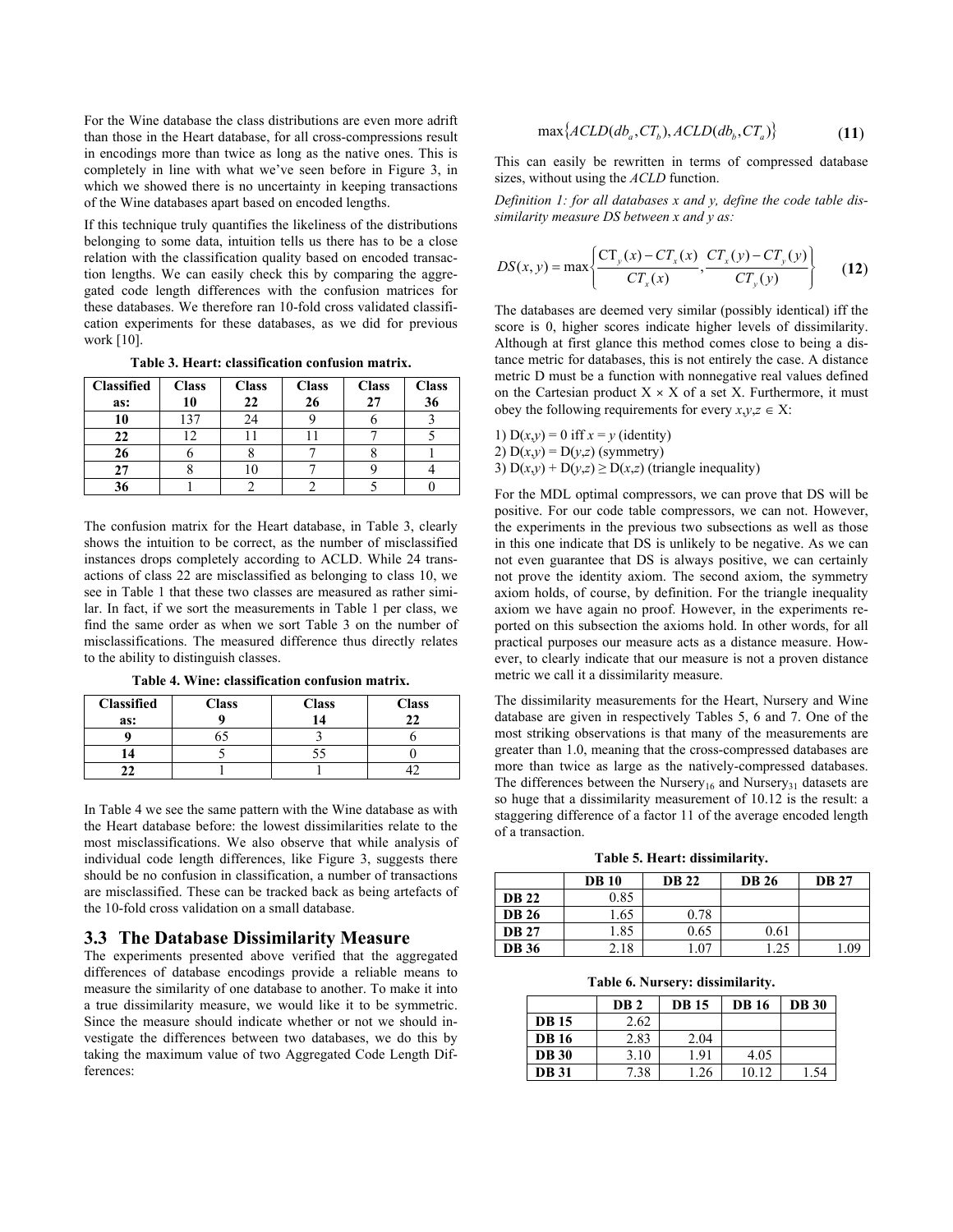For the Wine database the class distributions are even more adrift than those in the Heart database, for all cross-compressions result in encodings more than twice as long as the native ones. This is completely in line with what we've seen before in Figure 3, in which we showed there is no uncertainty in keeping transactions of the Wine databases apart based on encoded lengths.

If this technique truly quantifies the likeliness of the distributions belonging to some data, intuition tells us there has to be a close relation with the classification quality based on encoded transaction lengths. We can easily check this by comparing the aggregated code length differences with the confusion matrices for these databases. We therefore ran 10-fold cross validated classification experiments for these databases, as we did for previous work [10].

**Table 3. Heart: classification confusion matrix.**

| Classified as: | Class 10 | Class 22 | Class 26 | Class 27 | Class 36 |
|---|---|---|---|---|---|
| **10** | 137 | 24 | 9 | 6 | 3 |
| **22** | 12 | 11 | 11 | 7 | 5 |
| **26** | 6 | 8 | 7 | 8 | 1 |
| **27** | 8 | 10 | 7 | 9 | 4 |
| **36** | 1 | 2 | 2 | 5 | 0 |

The confusion matrix for the Heart database, in Table 3, clearly shows the intuition to be correct, as the number of misclassified instances drops completely according to ACLD. While 24 transactions of class 22 are misclassified as belonging to class 10, we see in Table 1 that these two classes are measured as rather similar. In fact, if we sort the measurements in Table 1 per class, we find the same order as when we sort Table 3 on the number of misclassifications. The measured difference thus directly relates to the ability to distinguish classes.

**Table 4. Wine: classification confusion matrix.**

| Classified as: | Class 9 | Class 14 | Class 22 |
|---|---|---|---|
| **9** | 65 | 3 | 6 |
| **14** | 5 | 55 | 0 |
| **22** | 1 | 1 | 42 |

In Table 4 we see the same pattern with the Wine database as with the Heart database before: the lowest dissimilarities relate to the most misclassifications. We also observe that while analysis of individual code length differences, like Figure 3, suggests there should be no confusion in classification, a number of transactions are misclassified. These can be tracked back as being artefacts of the 10-fold cross validation on a small database.

## 3.3 The Database Dissimilarity Measure

The experiments presented above verified that the aggregated differences of database encodings provide a reliable means to measure the similarity of one database to another. To make it into a true dissimilarity measure, we would like it to be symmetric. Since the measure should indicate whether or not we should investigate the differences between two databases, we do this by taking the maximum value of two Aggregated Code Length Differences:

$$\max\{ACLD(db_a, CT_b), ACLD(db_b, CT_a)\} \qquad \textbf{(11)}$$

This can easily be rewritten in terms of compressed database sizes, without using the *ACLD* function.

*Definition 1: for all databases x and y, define the code table dissimilarity measure DS between x and y as:*

$$DS(x,y) = \max\left\{\frac{CT_y(x) - CT_x(x)}{CT_x(x)}, \frac{CT_x(y) - CT_y(y)}{CT_y(y)}\right\} \qquad \textbf{(12)}$$

The databases are deemed very similar (possibly identical) iff the score is 0, higher scores indicate higher levels of dissimilarity. Although at first glance this method comes close to being a distance metric for databases, this is not entirely the case. A distance metric D must be a function with nonnegative real values defined on the Cartesian product $X \times X$ of a set X. Furthermore, it must obey the following requirements for every $x,y,z \in X$:

1) $D(x,y) = 0$ iff $x = y$ (identity)
2) $D(x,y) = D(y,z)$ (symmetry)
3) $D(x,y) + D(y,z) \geq D(x,z)$ (triangle inequality)

For the MDL optimal compressors, we can prove that DS will be positive. For our code table compressors, we can not. However, the experiments in the previous two subsections as well as those in this one indicate that DS is unlikely to be negative. As we can not even guarantee that DS is always positive, we can certainly not prove the identity axiom. The second axiom, the symmetry axiom holds, of course, by definition. For the triangle inequality axiom we have again no proof. However, in the experiments reported on this subsection the axioms hold. In other words, for all practical purposes our measure acts as a distance measure. However, to clearly indicate that our measure is not a proven distance metric we call it a dissimilarity measure.

The dissimilarity measurements for the Heart, Nursery and Wine database are given in respectively Tables 5, 6 and 7. One of the most striking observations is that many of the measurements are greater than 1.0, meaning that the cross-compressed databases are more than twice as large as the natively-compressed databases. The differences between the $\text{Nursery}_{16}$ and $\text{Nursery}_{31}$ datasets are so huge that a dissimilarity measurement of 10.12 is the result: a staggering difference of a factor 11 of the average encoded length of a transaction.

**Table 5. Heart: dissimilarity.**

| | DB 10 | DB 22 | DB 26 | DB 27 |
|---|---|---|---|---|
| **DB 22** | 0.85 | | | |
| **DB 26** | 1.65 | 0.78 | | |
| **DB 27** | 1.85 | 0.65 | 0.61 | |
| **DB 36** | 2.18 | 1.07 | 1.25 | 1.09 |

**Table 6. Nursery: dissimilarity.**

| | DB 2 | DB 15 | DB 16 | DB 30 |
|---|---|---|---|---|
| **DB 15** | 2.62 | | | |
| **DB 16** | 2.83 | 2.04 | | |
| **DB 30** | 3.10 | 1.91 | 4.05 | |
| **DB 31** | 7.38 | 1.26 | 10.12 | 1.54 |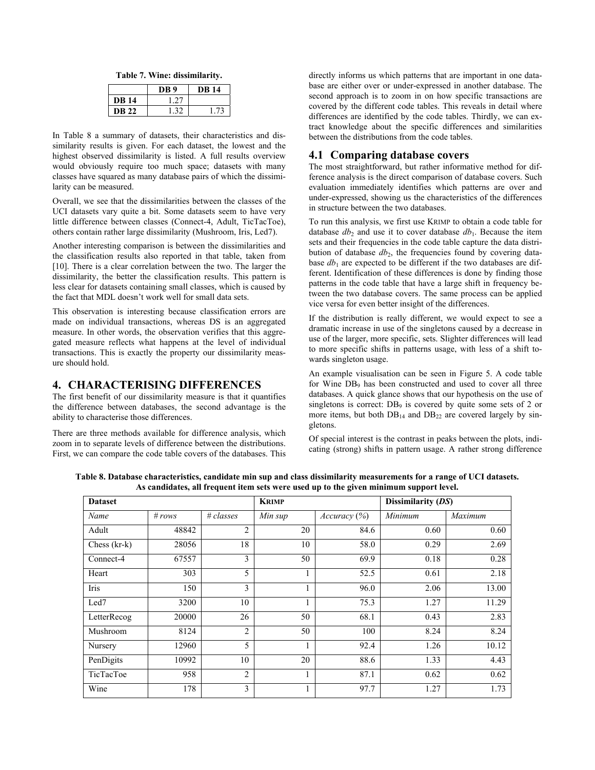**Table 7. Wine: dissimilarity.**

| | DB 9 | DB 14 |
|---|---|---|
| **DB 14** | 1.27 | |
| **DB 22** | 1.32 | 1.73 |

In Table 8 a summary of datasets, their characteristics and dissimilarity results is given. For each dataset, the lowest and the highest observed dissimilarity is listed. A full results overview would obviously require too much space; datasets with many classes have squared as many database pairs of which the dissimilarity can be measured.

Overall, we see that the dissimilarities between the classes of the UCI datasets vary quite a bit. Some datasets seem to have very little difference between classes (Connect-4, Adult, TicTacToe), others contain rather large dissimilarity (Mushroom, Iris, Led7).

Another interesting comparison is between the dissimilarities and the classification results also reported in that table, taken from [10]. There is a clear correlation between the two. The larger the dissimilarity, the better the classification results. This pattern is less clear for datasets containing small classes, which is caused by the fact that MDL doesn't work well for small data sets.

This observation is interesting because classification errors are made on individual transactions, whereas DS is an aggregated measure. In other words, the observation verifies that this aggregated measure reflects what happens at the level of individual transactions. This is exactly the property our dissimilarity measure should hold.

## 4. CHARACTERISING DIFFERENCES

The first benefit of our dissimilarity measure is that it quantifies the difference between databases, the second advantage is the ability to characterise those differences.

There are three methods available for difference analysis, which zoom in to separate levels of difference between the distributions. First, we can compare the code table covers of the databases. This directly informs us which patterns that are important in one database are either over or under-expressed in another database. The second approach is to zoom in on how specific transactions are covered by the different code tables. This reveals in detail where differences are identified by the code tables. Thirdly, we can extract knowledge about the specific differences and similarities between the distributions from the code tables.

### 4.1 Comparing database covers

The most straightforward, but rather informative method for difference analysis is the direct comparison of database covers. Such evaluation immediately identifies which patterns are over and under-expressed, showing us the characteristics of the differences in structure between the two databases.

To run this analysis, we first use KRIMP to obtain a code table for database $db_2$ and use it to cover database $db_1$. Because the item sets and their frequencies in the code table capture the data distribution of database $db_2$, the frequencies found by covering database $db_1$ are expected to be different if the two databases are different. Identification of these differences is done by finding those patterns in the code table that have a large shift in frequency between the two database covers. The same process can be applied vice versa for even better insight of the differences.

If the distribution is really different, we would expect to see a dramatic increase in use of the singletons caused by a decrease in use of the larger, more specific, sets. Slighter differences will lead to more specific shifts in patterns usage, with less of a shift towards singleton usage.

An example visualisation can be seen in Figure 5. A code table for Wine $DB_9$ has been constructed and used to cover all three databases. A quick glance shows that our hypothesis on the use of singletons is correct: $DB_9$ is covered by quite some sets of 2 or more items, but both $DB_{14}$ and $DB_{22}$ are covered largely by singletons.

Of special interest is the contrast in peaks between the plots, indicating (strong) shifts in pattern usage. A rather strong difference

**Table 8. Database characteristics, candidate min sup and class dissimilarity measurements for a range of UCI datasets. As candidates, all frequent item sets were used up to the given minimum support level.**

| **Dataset** | | | **KRIMP** | | **Dissimilarity (*DS*)** | |
|---|---|---|---|---|---|---|
| *Name* | *# rows* | *# classes* | *Min sup* | *Accuracy (%)* | *Minimum* | *Maximum* |
| Adult | 48842 | 2 | 20 | 84.6 | 0.60 | 0.60 |
| Chess (kr-k) | 28056 | 18 | 10 | 58.0 | 0.29 | 2.69 |
| Connect-4 | 67557 | 3 | 50 | 69.9 | 0.18 | 0.28 |
| Heart | 303 | 5 | 1 | 52.5 | 0.61 | 2.18 |
| Iris | 150 | 3 | 1 | 96.0 | 2.06 | 13.00 |
| Led7 | 3200 | 10 | 1 | 75.3 | 1.27 | 11.29 |
| LetterRecog | 20000 | 26 | 50 | 68.1 | 0.43 | 2.83 |
| Mushroom | 8124 | 2 | 50 | 100 | 8.24 | 8.24 |
| Nursery | 12960 | 5 | 1 | 92.4 | 1.26 | 10.12 |
| PenDigits | 10992 | 10 | 20 | 88.6 | 1.33 | 4.43 |
| TicTacToe | 958 | 2 | 1 | 87.1 | 0.62 | 0.62 |
| Wine | 178 | 3 | 1 | 97.7 | 1.27 | 1.73 |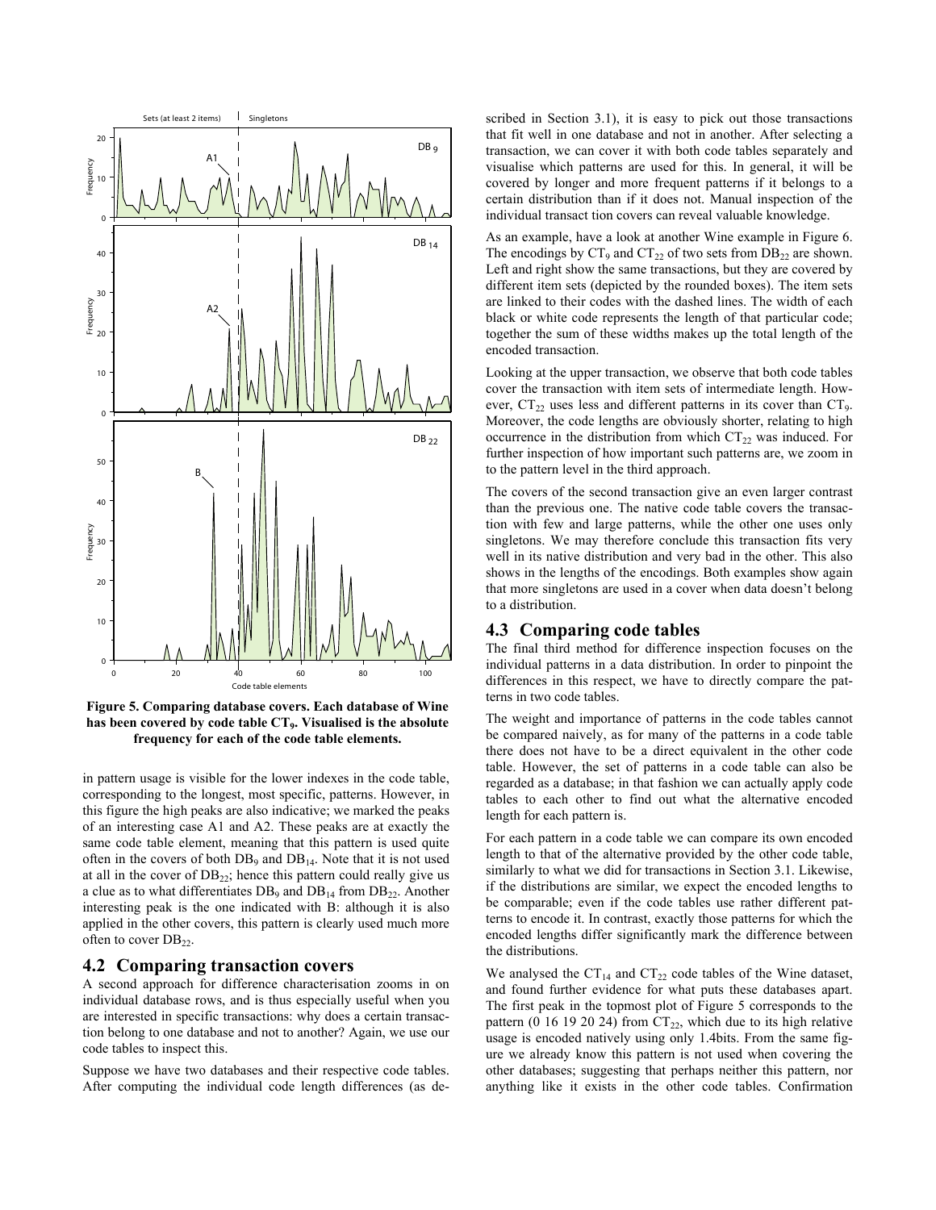**Figure 5. Comparing database covers. Each database of Wine has been covered by code table $CT_9$. Visualised is the absolute frequency for each of the code table elements.**

in pattern usage is visible for the lower indexes in the code table, corresponding to the longest, most specific, patterns. However, in this figure the high peaks are also indicative; we marked the peaks of an interesting case A1 and A2. These peaks are at exactly the same code table element, meaning that this pattern is used quite often in the covers of both $DB_9$ and $DB_{14}$. Note that it is not used at all in the cover of $DB_{22}$; hence this pattern could really give us a clue as to what differentiates $DB_9$ and $DB_{14}$ from $DB_{22}$. Another interesting peak is the one indicated with B: although it is also applied in the other covers, this pattern is clearly used much more often to cover $DB_{22}$.

## 4.2 Comparing transaction covers

A second approach for difference characterisation zooms in on individual database rows, and is thus especially useful when you are interested in specific transactions: why does a certain transaction belong to one database and not to another? Again, we use our code tables to inspect this.

Suppose we have two databases and their respective code tables. After computing the individual code length differences (as described in Section 3.1), it is easy to pick out those transactions that fit well in one database and not in another. After selecting a transaction, we can cover it with both code tables separately and visualise which patterns are used for this. In general, it will be covered by longer and more frequent patterns if it belongs to a certain distribution than if it does not. Manual inspection of the individual transact tion covers can reveal valuable knowledge.

As an example, have a look at another Wine example in Figure 6. The encodings by $CT_9$ and $CT_{22}$ of two sets from $DB_{22}$ are shown. Left and right show the same transactions, but they are covered by different item sets (depicted by the rounded boxes). The item sets are linked to their codes with the dashed lines. The width of each black or white code represents the length of that particular code; together the sum of these widths makes up the total length of the encoded transaction.

Looking at the upper transaction, we observe that both code tables cover the transaction with item sets of intermediate length. However, $CT_{22}$ uses less and different patterns in its cover than $CT_9$. Moreover, the code lengths are obviously shorter, relating to high occurrence in the distribution from which $CT_{22}$ was induced. For further inspection of how important such patterns are, we zoom in to the pattern level in the third approach.

The covers of the second transaction give an even larger contrast than the previous one. The native code table covers the transaction with few and large patterns, while the other one uses only singletons. We may therefore conclude this transaction fits very well in its native distribution and very bad in the other. This also shows in the lengths of the encodings. Both examples show again that more singletons are used in a cover when data doesn't belong to a distribution.

## 4.3 Comparing code tables

The final third method for difference inspection focuses on the individual patterns in a data distribution. In order to pinpoint the differences in this respect, we have to directly compare the patterns in two code tables.

The weight and importance of patterns in the code tables cannot be compared naively, as for many of the patterns in a code table there does not have to be a direct equivalent in the other code table. However, the set of patterns in a code table can also be regarded as a database; in that fashion we can actually apply code tables to each other to find out what the alternative encoded length for each pattern is.

For each pattern in a code table we can compare its own encoded length to that of the alternative provided by the other code table, similarly to what we did for transactions in Section 3.1. Likewise, if the distributions are similar, we expect the encoded lengths to be comparable; even if the code tables use rather different patterns to encode it. In contrast, exactly those patterns for which the encoded lengths differ significantly mark the difference between the distributions.

We analysed the $CT_{14}$ and $CT_{22}$ code tables of the Wine dataset, and found further evidence for what puts these databases apart. The first peak in the topmost plot of Figure 5 corresponds to the pattern (0 16 19 20 24) from $CT_{22}$, which due to its high relative usage is encoded natively using only 1.4bits. From the same figure we already know this pattern is not used when covering the other databases; suggesting that perhaps neither this pattern, nor anything like it exists in the other code tables. Confirmation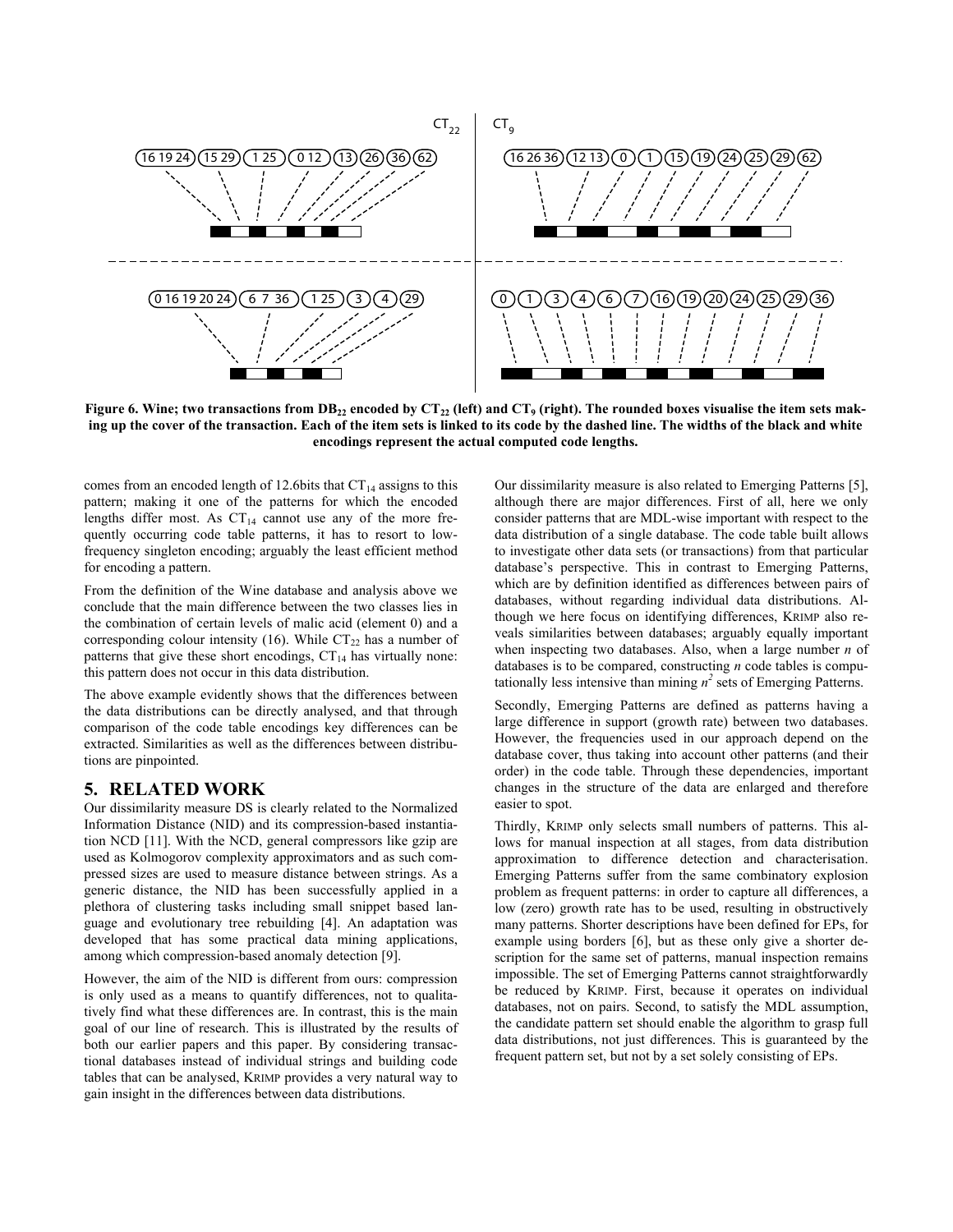Figure 6. Wine; two transactions from $DB_{22}$ encoded by $CT_{22}$ (left) and $CT_9$ (right). The rounded boxes visualise the item sets making up the cover of the transaction. Each of the item sets is linked to its code by the dashed line. The widths of the black and white encodings represent the actual computed code lengths.

comes from an encoded length of 12.6bits that $CT_{14}$ assigns to this pattern; making it one of the patterns for which the encoded lengths differ most. As $CT_{14}$ cannot use any of the more frequently occurring code table patterns, it has to resort to low-frequency singleton encoding; arguably the least efficient method for encoding a pattern.

From the definition of the Wine database and analysis above we conclude that the main difference between the two classes lies in the combination of certain levels of malic acid (element 0) and a corresponding colour intensity (16). While $CT_{22}$ has a number of patterns that give these short encodings, $CT_{14}$ has virtually none: this pattern does not occur in this data distribution.

The above example evidently shows that the differences between the data distributions can be directly analysed, and that through comparison of the code table encodings key differences can be extracted. Similarities as well as the differences between distributions are pinpointed.

## 5. RELATED WORK

Our dissimilarity measure DS is clearly related to the Normalized Information Distance (NID) and its compression-based instantiation NCD [11]. With the NCD, general compressors like gzip are used as Kolmogorov complexity approximators and as such compressed sizes are used to measure distance between strings. As a generic distance, the NID has been successfully applied in a plethora of clustering tasks including small snippet based language and evolutionary tree rebuilding [4]. An adaptation was developed that has some practical data mining applications, among which compression-based anomaly detection [9].

However, the aim of the NID is different from ours: compression is only used as a means to quantify differences, not to qualitatively find what these differences are. In contrast, this is the main goal of our line of research. This is illustrated by the results of both our earlier papers and this paper. By considering transactional databases instead of individual strings and building code tables that can be analysed, KRIMP provides a very natural way to gain insight in the differences between data distributions.

Our dissimilarity measure is also related to Emerging Patterns [5], although there are major differences. First of all, here we only consider patterns that are MDL-wise important with respect to the data distribution of a single database. The code table built allows to investigate other data sets (or transactions) from that particular database's perspective. This in contrast to Emerging Patterns, which are by definition identified as differences between pairs of databases, without regarding individual data distributions. Although we here focus on identifying differences, KRIMP also reveals similarities between databases; arguably equally important when inspecting two databases. Also, when a large number $n$ of databases is to be compared, constructing $n$ code tables is computationally less intensive than mining $n^2$ sets of Emerging Patterns.

Secondly, Emerging Patterns are defined as patterns having a large difference in support (growth rate) between two databases. However, the frequencies used in our approach depend on the database cover, thus taking into account other patterns (and their order) in the code table. Through these dependencies, important changes in the structure of the data are enlarged and therefore easier to spot.

Thirdly, KRIMP only selects small numbers of patterns. This allows for manual inspection at all stages, from data distribution approximation to difference detection and characterisation. Emerging Patterns suffer from the same combinatory explosion problem as frequent patterns: in order to capture all differences, a low (zero) growth rate has to be used, resulting in obstructively many patterns. Shorter descriptions have been defined for EPs, for example using borders [6], but as these only give a shorter description for the same set of patterns, manual inspection remains impossible. The set of Emerging Patterns cannot straightforwardly be reduced by KRIMP. First, because it operates on individual databases, not on pairs. Second, to satisfy the MDL assumption, the candidate pattern set should enable the algorithm to grasp full data distributions, not just differences. This is guaranteed by the frequent pattern set, but not by a set solely consisting of EPs.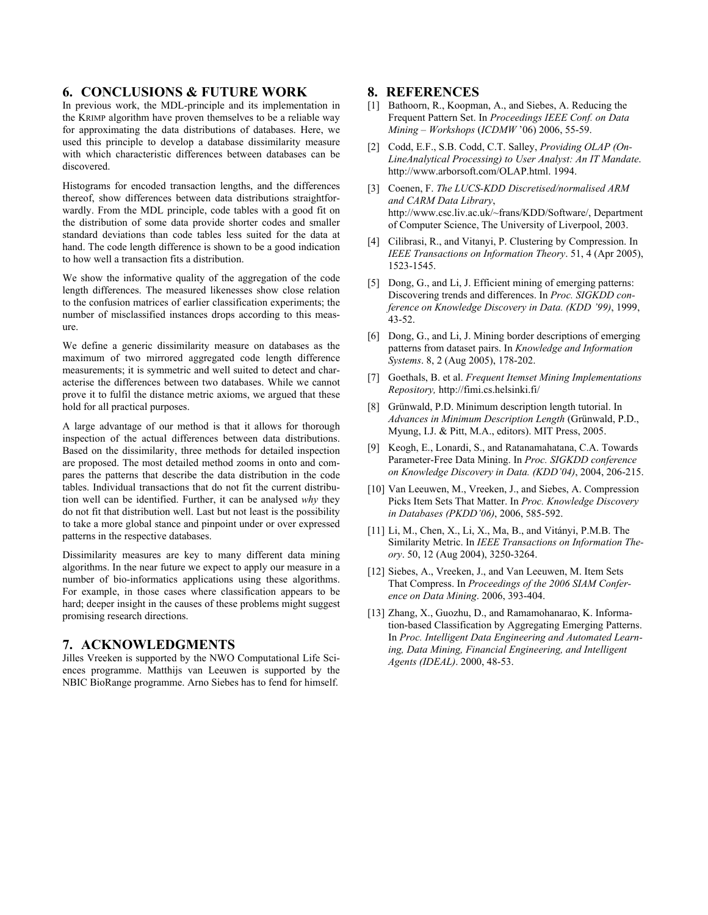## 6. CONCLUSIONS & FUTURE WORK

In previous work, the MDL-principle and its implementation in the KRIMP algorithm have proven themselves to be a reliable way for approximating the data distributions of databases. Here, we used this principle to develop a database dissimilarity measure with which characteristic differences between databases can be discovered.

Histograms for encoded transaction lengths, and the differences thereof, show differences between data distributions straightforwardly. From the MDL principle, code tables with a good fit on the distribution of some data provide shorter codes and smaller standard deviations than code tables less suited for the data at hand. The code length difference is shown to be a good indication to how well a transaction fits a distribution.

We show the informative quality of the aggregation of the code length differences. The measured likenesses show close relation to the confusion matrices of earlier classification experiments; the number of misclassified instances drops according to this measure.

We define a generic dissimilarity measure on databases as the maximum of two mirrored aggregated code length difference measurements; it is symmetric and well suited to detect and characterise the differences between two databases. While we cannot prove it to fulfil the distance metric axioms, we argued that these hold for all practical purposes.

A large advantage of our method is that it allows for thorough inspection of the actual differences between data distributions. Based on the dissimilarity, three methods for detailed inspection are proposed. The most detailed method zooms in onto and compares the patterns that describe the data distribution in the code tables. Individual transactions that do not fit the current distribution well can be identified. Further, it can be analysed *why* they do not fit that distribution well. Last but not least is the possibility to take a more global stance and pinpoint under or over expressed patterns in the respective databases.

Dissimilarity measures are key to many different data mining algorithms. In the near future we expect to apply our measure in a number of bio-informatics applications using these algorithms. For example, in those cases where classification appears to be hard; deeper insight in the causes of these problems might suggest promising research directions.

## 7. ACKNOWLEDGMENTS

Jilles Vreeken is supported by the NWO Computational Life Sciences programme. Matthijs van Leeuwen is supported by the NBIC BioRange programme. Arno Siebes has to fend for himself.

## 8. REFERENCES

[1] Bathoorn, R., Koopman, A., and Siebes, A. Reducing the Frequent Pattern Set. In *Proceedings IEEE Conf. on Data Mining – Workshops* (*ICDMW* '06) 2006, 55-59.

[2] Codd, E.F., S.B. Codd, C.T. Salley, *Providing OLAP (On-LineAnalytical Processing) to User Analyst: An IT Mandate.* http://www.arborsoft.com/OLAP.html. 1994.

[3] Coenen, F. *The LUCS-KDD Discretised/normalised ARM and CARM Data Library*, http://www.csc.liv.ac.uk/~frans/KDD/Software/, Department of Computer Science, The University of Liverpool, 2003.

[4] Cilibrasi, R., and Vitanyi, P. Clustering by Compression. In *IEEE Transactions on Information Theory*. 51, 4 (Apr 2005), 1523-1545.

[5] Dong, G., and Li, J. Efficient mining of emerging patterns: Discovering trends and differences. In *Proc. SIGKDD conference on Knowledge Discovery in Data. (KDD '99)*, 1999, 43-52.

[6] Dong, G., and Li, J. Mining border descriptions of emerging patterns from dataset pairs. In *Knowledge and Information Systems*. 8, 2 (Aug 2005), 178-202.

[7] Goethals, B. et al. *Frequent Itemset Mining Implementations Repository,* http://fimi.cs.helsinki.fi/

[8] Grünwald, P.D. Minimum description length tutorial. In *Advances in Minimum Description Length* (Grünwald, P.D., Myung, I.J. & Pitt, M.A., editors). MIT Press, 2005.

[9] Keogh, E., Lonardi, S., and Ratanamahatana, C.A. Towards Parameter-Free Data Mining. In *Proc. SIGKDD conference on Knowledge Discovery in Data. (KDD'04)*, 2004, 206-215.

[10] Van Leeuwen, M., Vreeken, J., and Siebes, A. Compression Picks Item Sets That Matter. In *Proc. Knowledge Discovery in Databases (PKDD'06)*, 2006, 585-592.

[11] Li, M., Chen, X., Li, X., Ma, B., and Vitányi, P.M.B. The Similarity Metric. In *IEEE Transactions on Information Theory*. 50, 12 (Aug 2004), 3250-3264.

[12] Siebes, A., Vreeken, J., and Van Leeuwen, M. Item Sets That Compress. In *Proceedings of the 2006 SIAM Conference on Data Mining*. 2006, 393-404.

[13] Zhang, X., Guozhu, D., and Ramamohanarao, K. Information-based Classification by Aggregating Emerging Patterns. In *Proc. Intelligent Data Engineering and Automated Learning, Data Mining, Financial Engineering, and Intelligent Agents (IDEAL)*. 2000, 48-53.